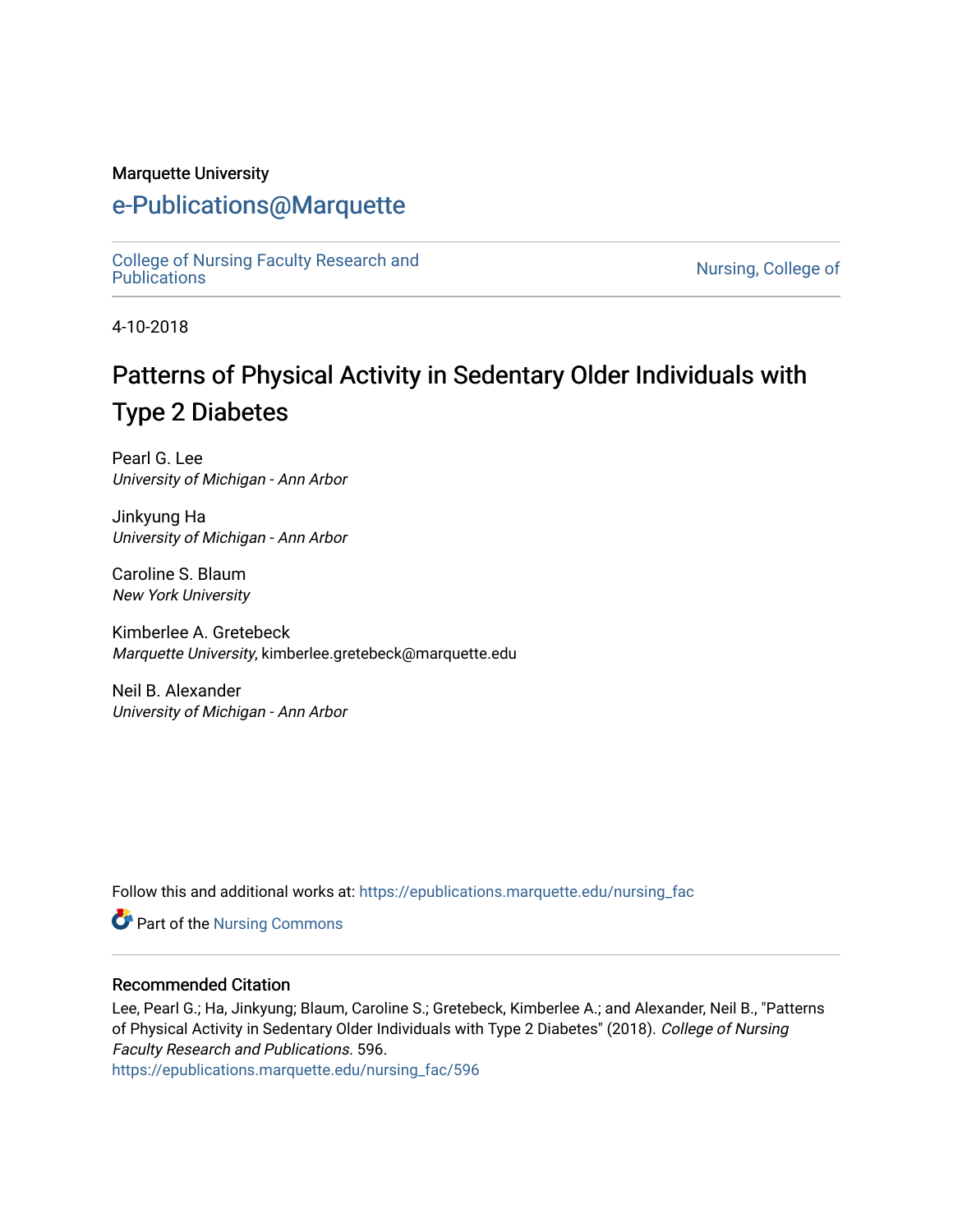Marquette University

# e-Publications@Marquette

College of Nursing Faculty Research and Publications | Nursing, College of

4-10-2018

# Patterns of Physical Activity in Sedentary Older Individuals with Type 2 Diabetes

Pearl G. Lee
*University of Michigan - Ann Arbor*

Jinkyung Ha
*University of Michigan - Ann Arbor*

Caroline S. Blaum
*New York University*

Kimberlee A. Gretebeck
*Marquette University*, kimberlee.gretebeck@marquette.edu

Neil B. Alexander
*University of Michigan - Ann Arbor*

Follow this and additional works at: https://epublications.marquette.edu/nursing_fac

Part of the Nursing Commons

## Recommended Citation

Lee, Pearl G.; Ha, Jinkyung; Blaum, Caroline S.; Gretebeck, Kimberlee A.; and Alexander, Neil B., "Patterns of Physical Activity in Sedentary Older Individuals with Type 2 Diabetes" (2018). *College of Nursing Faculty Research and Publications*. 596.
https://epublications.marquette.edu/nursing_fac/596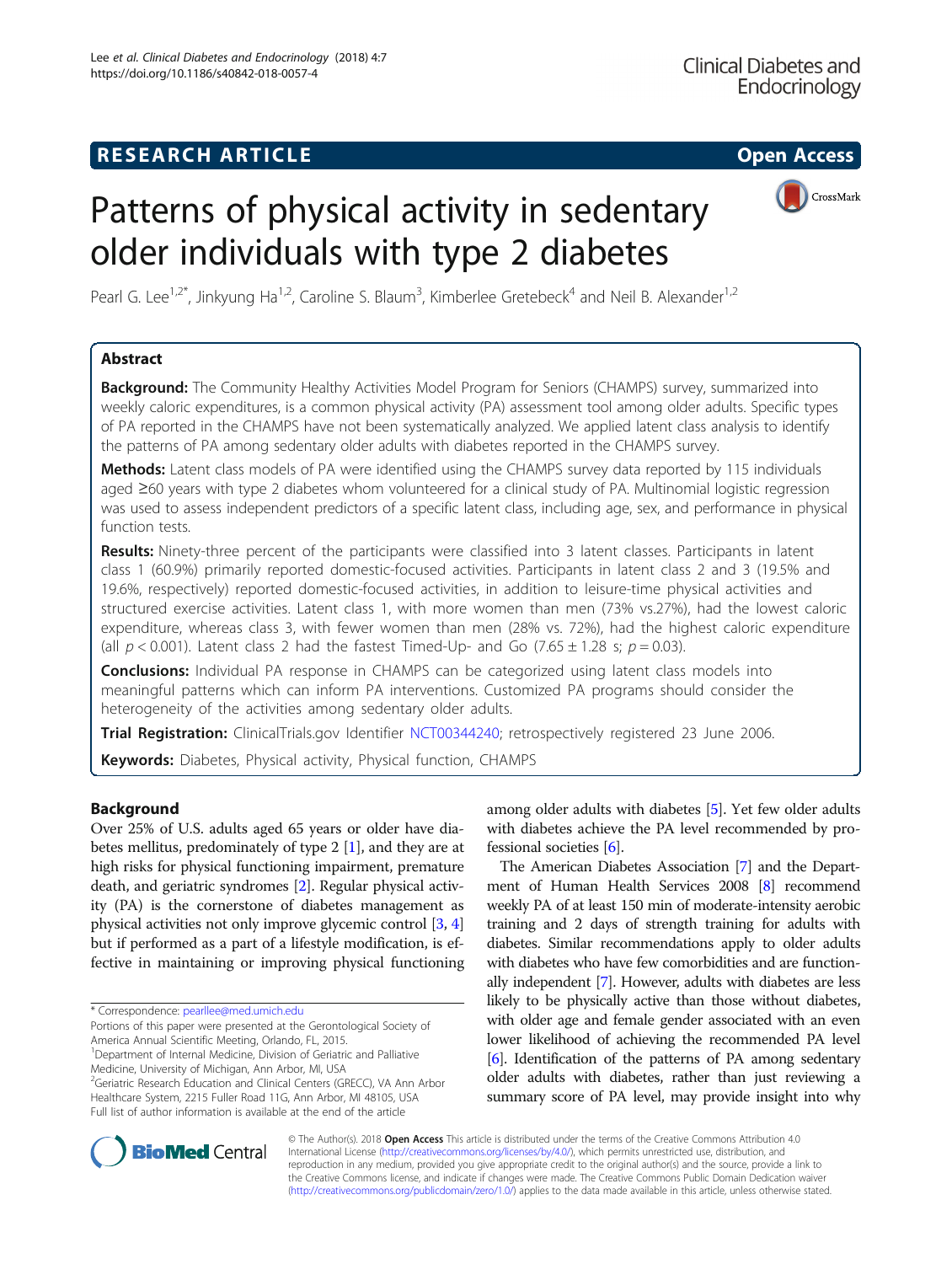# Patterns of physical activity in sedentary older individuals with type 2 diabetes

Pearl G. Lee[1,2*], Jinkyung Ha[1,2], Caroline S. Blaum[3], Kimberlee Gretebeck[4] and Neil B. Alexander[1,2]

## Abstract

**Background:** The Community Healthy Activities Model Program for Seniors (CHAMPS) survey, summarized into weekly caloric expenditures, is a common physical activity (PA) assessment tool among older adults. Specific types of PA reported in the CHAMPS have not been systematically analyzed. We applied latent class analysis to identify the patterns of PA among sedentary older adults with diabetes reported in the CHAMPS survey.

**Methods:** Latent class models of PA were identified using the CHAMPS survey data reported by 115 individuals aged ≥60 years with type 2 diabetes whom volunteered for a clinical study of PA. Multinomial logistic regression was used to assess independent predictors of a specific latent class, including age, sex, and performance in physical function tests.

**Results:** Ninety-three percent of the participants were classified into 3 latent classes. Participants in latent class 1 (60.9%) primarily reported domestic-focused activities. Participants in latent class 2 and 3 (19.5% and 19.6%, respectively) reported domestic-focused activities, in addition to leisure-time physical activities and structured exercise activities. Latent class 1, with more women than men (73% vs.27%), had the lowest caloric expenditure, whereas class 3, with fewer women than men (28% vs. 72%), had the highest caloric expenditure (all $p < 0.001$). Latent class 2 had the fastest Timed-Up- and Go ($7.65 \pm 1.28$ s; $p = 0.03$).

**Conclusions:** Individual PA response in CHAMPS can be categorized using latent class models into meaningful patterns which can inform PA interventions. Customized PA programs should consider the heterogeneity of the activities among sedentary older adults.

**Trial Registration:** ClinicalTrials.gov Identifier NCT00344240; retrospectively registered 23 June 2006.

**Keywords:** Diabetes, Physical activity, Physical function, CHAMPS

## Background

Over 25% of U.S. adults aged 65 years or older have diabetes mellitus, predominately of type 2 [1], and they are at high risks for physical functioning impairment, premature death, and geriatric syndromes [2]. Regular physical activity (PA) is the cornerstone of diabetes management as physical activities not only improve glycemic control [3, 4] but if performed as a part of a lifestyle modification, is effective in maintaining or improving physical functioning among older adults with diabetes [5]. Yet few older adults with diabetes achieve the PA level recommended by professional societies [6].

The American Diabetes Association [7] and the Department of Human Health Services 2008 [8] recommend weekly PA of at least 150 min of moderate-intensity aerobic training and 2 days of strength training for adults with diabetes. Similar recommendations apply to older adults with diabetes who have few comorbidities and are functionally independent [7]. However, adults with diabetes are less likely to be physically active than those without diabetes, with older age and female gender associated with an even lower likelihood of achieving the recommended PA level [6]. Identification of the patterns of PA among sedentary older adults with diabetes, rather than just reviewing a summary score of PA level, may provide insight into why

\* Correspondence: pearllee@med.umich.edu

Portions of this paper were presented at the Gerontological Society of America Annual Scientific Meeting, Orlando, FL, 2015.

[1]Department of Internal Medicine, Division of Geriatric and Palliative Medicine, University of Michigan, Ann Arbor, MI, USA

[2]Geriatric Research Education and Clinical Centers (GRECC), VA Ann Arbor Healthcare System, 2215 Fuller Road 11G, Ann Arbor, MI 48105, USA

Full list of author information is available at the end of the article

© The Author(s). 2018 **Open Access** This article is distributed under the terms of the Creative Commons Attribution 4.0 International License (http://creativecommons.org/licenses/by/4.0/), which permits unrestricted use, distribution, and reproduction in any medium, provided you give appropriate credit to the original author(s) and the source, provide a link to the Creative Commons license, and indicate if changes were made. The Creative Commons Public Domain Dedication waiver (http://creativecommons.org/publicdomain/zero/1.0/) applies to the data made available in this article, unless otherwise stated.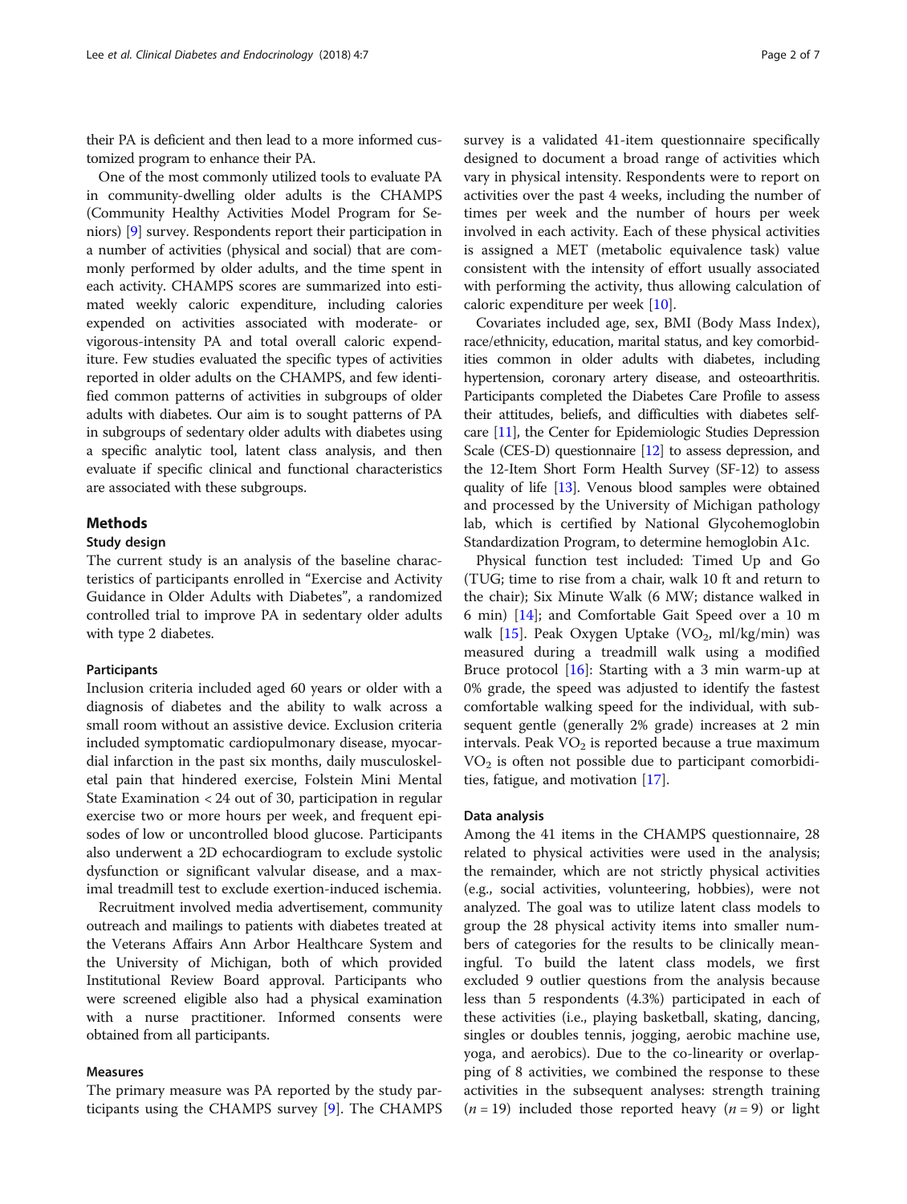their PA is deficient and then lead to a more informed customized program to enhance their PA.

One of the most commonly utilized tools to evaluate PA in community-dwelling older adults is the CHAMPS (Community Healthy Activities Model Program for Seniors) [9] survey. Respondents report their participation in a number of activities (physical and social) that are commonly performed by older adults, and the time spent in each activity. CHAMPS scores are summarized into estimated weekly caloric expenditure, including calories expended on activities associated with moderate- or vigorous-intensity PA and total overall caloric expenditure. Few studies evaluated the specific types of activities reported in older adults on the CHAMPS, and few identified common patterns of activities in subgroups of older adults with diabetes. Our aim is to sought patterns of PA in subgroups of sedentary older adults with diabetes using a specific analytic tool, latent class analysis, and then evaluate if specific clinical and functional characteristics are associated with these subgroups.

## Methods

### Study design

The current study is an analysis of the baseline characteristics of participants enrolled in "Exercise and Activity Guidance in Older Adults with Diabetes", a randomized controlled trial to improve PA in sedentary older adults with type 2 diabetes.

#### Participants

Inclusion criteria included aged 60 years or older with a diagnosis of diabetes and the ability to walk across a small room without an assistive device. Exclusion criteria included symptomatic cardiopulmonary disease, myocardial infarction in the past six months, daily musculoskeletal pain that hindered exercise, Folstein Mini Mental State Examination < 24 out of 30, participation in regular exercise two or more hours per week, and frequent episodes of low or uncontrolled blood glucose. Participants also underwent a 2D echocardiogram to exclude systolic dysfunction or significant valvular disease, and a maximal treadmill test to exclude exertion-induced ischemia.

Recruitment involved media advertisement, community outreach and mailings to patients with diabetes treated at the Veterans Affairs Ann Arbor Healthcare System and the University of Michigan, both of which provided Institutional Review Board approval. Participants who were screened eligible also had a physical examination with a nurse practitioner. Informed consents were obtained from all participants.

#### Measures

The primary measure was PA reported by the study participants using the CHAMPS survey [9]. The CHAMPS survey is a validated 41-item questionnaire specifically designed to document a broad range of activities which vary in physical intensity. Respondents were to report on activities over the past 4 weeks, including the number of times per week and the number of hours per week involved in each activity. Each of these physical activities is assigned a MET (metabolic equivalence task) value consistent with the intensity of effort usually associated with performing the activity, thus allowing calculation of caloric expenditure per week [10].

Covariates included age, sex, BMI (Body Mass Index), race/ethnicity, education, marital status, and key comorbidities common in older adults with diabetes, including hypertension, coronary artery disease, and osteoarthritis. Participants completed the Diabetes Care Profile to assess their attitudes, beliefs, and difficulties with diabetes self-care [11], the Center for Epidemiologic Studies Depression Scale (CES-D) questionnaire [12] to assess depression, and the 12-Item Short Form Health Survey (SF-12) to assess quality of life [13]. Venous blood samples were obtained and processed by the University of Michigan pathology lab, which is certified by National Glycohemoglobin Standardization Program, to determine hemoglobin A1c.

Physical function test included: Timed Up and Go (TUG; time to rise from a chair, walk 10 ft and return to the chair); Six Minute Walk (6 MW; distance walked in 6 min) [14]; and Comfortable Gait Speed over a 10 m walk [15]. Peak Oxygen Uptake ($VO_2$, ml/kg/min) was measured during a treadmill walk using a modified Bruce protocol [16]: Starting with a 3 min warm-up at 0% grade, the speed was adjusted to identify the fastest comfortable walking speed for the individual, with subsequent gentle (generally 2% grade) increases at 2 min intervals. Peak $VO_2$ is reported because a true maximum $VO_2$ is often not possible due to participant comorbidities, fatigue, and motivation [17].

### Data analysis

Among the 41 items in the CHAMPS questionnaire, 28 related to physical activities were used in the analysis; the remainder, which are not strictly physical activities (e.g., social activities, volunteering, hobbies), were not analyzed. The goal was to utilize latent class models to group the 28 physical activity items into smaller numbers of categories for the results to be clinically meaningful. To build the latent class models, we first excluded 9 outlier questions from the analysis because less than 5 respondents (4.3%) participated in each of these activities (i.e., playing basketball, skating, dancing, singles or doubles tennis, jogging, aerobic machine use, yoga, and aerobics). Due to the co-linearity or overlapping of 8 activities, we combined the response to these activities in the subsequent analyses: strength training ($n = 19$) included those reported heavy ($n = 9$) or light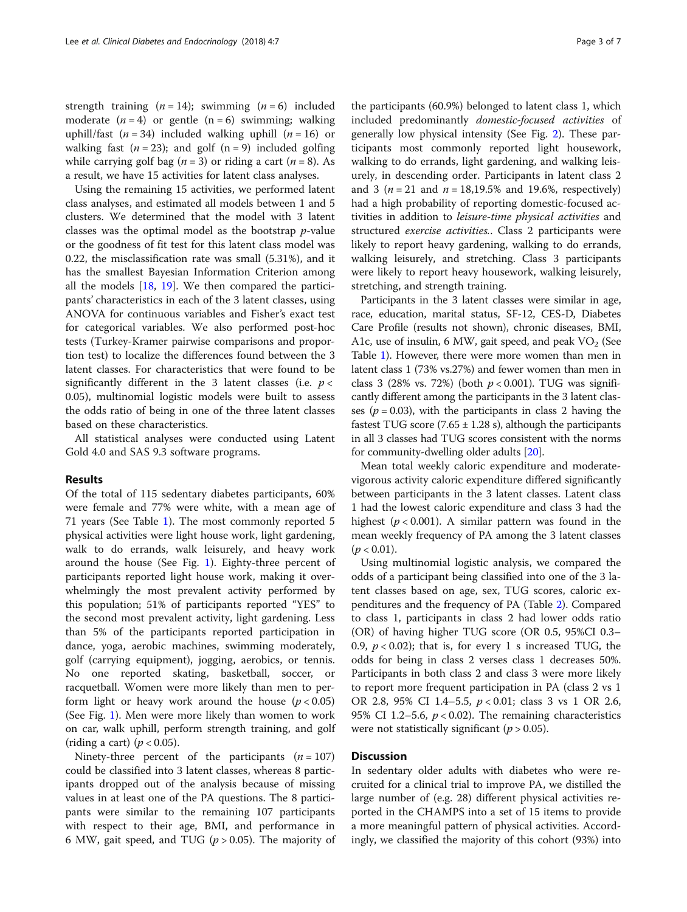strength training ($n = 14$); swimming ($n = 6$) included moderate ($n = 4$) or gentle ($n = 6$) swimming; walking uphill/fast ($n = 34$) included walking uphill ($n = 16$) or walking fast ($n = 23$); and golf ($n = 9$) included golfing while carrying golf bag ($n = 3$) or riding a cart ($n = 8$). As a result, we have 15 activities for latent class analyses.

Using the remaining 15 activities, we performed latent class analyses, and estimated all models between 1 and 5 clusters. We determined that the model with 3 latent classes was the optimal model as the bootstrap $p$-value or the goodness of fit test for this latent class model was 0.22, the misclassification rate was small (5.31%), and it has the smallest Bayesian Information Criterion among all the models [18, 19]. We then compared the participants' characteristics in each of the 3 latent classes, using ANOVA for continuous variables and Fisher's exact test for categorical variables. We also performed post-hoc tests (Turkey-Kramer pairwise comparisons and proportion test) to localize the differences found between the 3 latent classes. For characteristics that were found to be significantly different in the 3 latent classes (i.e. $p < 0.05$), multinomial logistic models were built to assess the odds ratio of being in one of the three latent classes based on these characteristics.

All statistical analyses were conducted using Latent Gold 4.0 and SAS 9.3 software programs.

## Results

Of the total of 115 sedentary diabetes participants, 60% were female and 77% were white, with a mean age of 71 years (See Table 1). The most commonly reported 5 physical activities were light house work, light gardening, walk to do errands, walk leisurely, and heavy work around the house (See Fig. 1). Eighty-three percent of participants reported light house work, making it overwhelmingly the most prevalent activity performed by this population; 51% of participants reported "YES" to the second most prevalent activity, light gardening. Less than 5% of the participants reported participation in dance, yoga, aerobic machines, swimming moderately, golf (carrying equipment), jogging, aerobics, or tennis. No one reported skating, basketball, soccer, or racquetball. Women were more likely than men to perform light or heavy work around the house ($p < 0.05$) (See Fig. 1). Men were more likely than women to work on car, walk uphill, perform strength training, and golf (riding a cart) ($p < 0.05$).

Ninety-three percent of the participants ($n = 107$) could be classified into 3 latent classes, whereas 8 participants dropped out of the analysis because of missing values in at least one of the PA questions. The 8 participants were similar to the remaining 107 participants with respect to their age, BMI, and performance in 6 MW, gait speed, and TUG ($p > 0.05$). The majority of the participants (60.9%) belonged to latent class 1, which included predominantly *domestic-focused activities* of generally low physical intensity (See Fig. 2). These participants most commonly reported light housework, walking to do errands, light gardening, and walking leisurely, in descending order. Participants in latent class 2 and 3 ($n = 21$ and $n = 18$,19.5% and 19.6%, respectively) had a high probability of reporting domestic-focused activities in addition to *leisure-time physical activities* and structured *exercise activities.*. Class 2 participants were likely to report heavy gardening, walking to do errands, walking leisurely, and stretching. Class 3 participants were likely to report heavy housework, walking leisurely, stretching, and strength training.

Participants in the 3 latent classes were similar in age, race, education, marital status, SF-12, CES-D, Diabetes Care Profile (results not shown), chronic diseases, BMI, A1c, use of insulin, 6 MW, gait speed, and peak $VO_2$ (See Table 1). However, there were more women than men in latent class 1 (73% vs.27%) and fewer women than men in class 3 (28% vs. 72%) (both $p < 0.001$). TUG was significantly different among the participants in the 3 latent classes ($p = 0.03$), with the participants in class 2 having the fastest TUG score (7.65 ± 1.28 s), although the participants in all 3 classes had TUG scores consistent with the norms for community-dwelling older adults [20].

Mean total weekly caloric expenditure and moderate-vigorous activity caloric expenditure differed significantly between participants in the 3 latent classes. Latent class 1 had the lowest caloric expenditure and class 3 had the highest ($p < 0.001$). A similar pattern was found in the mean weekly frequency of PA among the 3 latent classes ($p < 0.01$).

Using multinomial logistic analysis, we compared the odds of a participant being classified into one of the 3 latent classes based on age, sex, TUG scores, caloric expenditures and the frequency of PA (Table 2). Compared to class 1, participants in class 2 had lower odds ratio (OR) of having higher TUG score (OR 0.5, 95%CI 0.3–0.9, $p < 0.02$); that is, for every 1 s increased TUG, the odds for being in class 2 verses class 1 decreases 50%. Participants in both class 2 and class 3 were more likely to report more frequent participation in PA (class 2 vs 1 OR 2.8, 95% CI 1.4–5.5, $p < 0.01$; class 3 vs 1 OR 2.6, 95% CI 1.2–5.6, $p < 0.02$). The remaining characteristics were not statistically significant ($p > 0.05$).

## Discussion

In sedentary older adults with diabetes who were recruited for a clinical trial to improve PA, we distilled the large number of (e.g. 28) different physical activities reported in the CHAMPS into a set of 15 items to provide a more meaningful pattern of physical activities. Accordingly, we classified the majority of this cohort (93%) into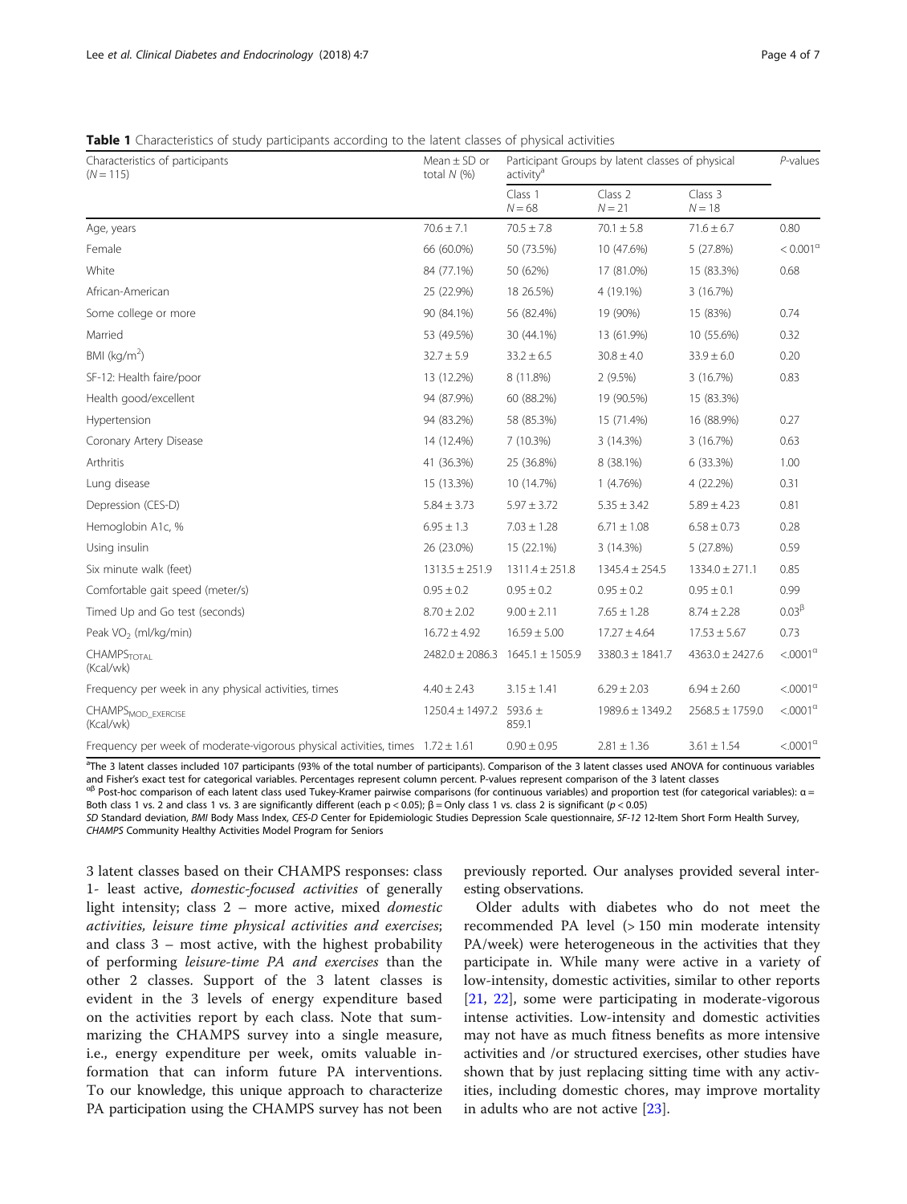**Table 1** Characteristics of study participants according to the latent classes of physical activities

| Characteristics of participants (N = 115) | Mean ± SD or total N (%) | Participant Groups by latent classes of physical activity[a] | | | P-values |
|---|---|---|---|---|---|
| | | Class 1 N = 68 | Class 2 N = 21 | Class 3 N = 18 | |
| Age, years | 70.6 ± 7.1 | 70.5 ± 7.8 | 70.1 ± 5.8 | 71.6 ± 6.7 | 0.80 |
| Female | 66 (60.0%) | 50 (73.5%) | 10 (47.6%) | 5 (27.8%) | < 0.001[α] |
| White | 84 (77.1%) | 50 (62%) | 17 (81.0%) | 15 (83.3%) | 0.68 |
| African-American | 25 (22.9%) | 18 26.5%) | 4 (19.1%) | 3 (16.7%) | |
| Some college or more | 90 (84.1%) | 56 (82.4%) | 19 (90%) | 15 (83%) | 0.74 |
| Married | 53 (49.5%) | 30 (44.1%) | 13 (61.9%) | 10 (55.6%) | 0.32 |
| BMI (kg/m$^2$) | 32.7 ± 5.9 | 33.2 ± 6.5 | 30.8 ± 4.0 | 33.9 ± 6.0 | 0.20 |
| SF-12: Health faire/poor | 13 (12.2%) | 8 (11.8%) | 2 (9.5%) | 3 (16.7%) | 0.83 |
| Health good/excellent | 94 (87.9%) | 60 (88.2%) | 19 (90.5%) | 15 (83.3%) | |
| Hypertension | 94 (83.2%) | 58 (85.3%) | 15 (71.4%) | 16 (88.9%) | 0.27 |
| Coronary Artery Disease | 14 (12.4%) | 7 (10.3%) | 3 (14.3%) | 3 (16.7%) | 0.63 |
| Arthritis | 41 (36.3%) | 25 (36.8%) | 8 (38.1%) | 6 (33.3%) | 1.00 |
| Lung disease | 15 (13.3%) | 10 (14.7%) | 1 (4.76%) | 4 (22.2%) | 0.31 |
| Depression (CES-D) | 5.84 ± 3.73 | 5.97 ± 3.72 | 5.35 ± 3.42 | 5.89 ± 4.23 | 0.81 |
| Hemoglobin A1c, % | 6.95 ± 1.3 | 7.03 ± 1.28 | 6.71 ± 1.08 | 6.58 ± 0.73 | 0.28 |
| Using insulin | 26 (23.0%) | 15 (22.1%) | 3 (14.3%) | 5 (27.8%) | 0.59 |
| Six minute walk (feet) | 1313.5 ± 251.9 | 1311.4 ± 251.8 | 1345.4 ± 254.5 | 1334.0 ± 271.1 | 0.85 |
| Comfortable gait speed (meter/s) | 0.95 ± 0.2 | 0.95 ± 0.2 | 0.95 ± 0.2 | 0.95 ± 0.1 | 0.99 |
| Timed Up and Go test (seconds) | 8.70 ± 2.02 | 9.00 ± 2.11 | 7.65 ± 1.28 | 8.74 ± 2.28 | 0.03[β] |
| Peak VO$_2$ (ml/kg/min) | 16.72 ± 4.92 | 16.59 ± 5.00 | 17.27 ± 4.64 | 17.53 ± 5.67 | 0.73 |
| CHAMPS$_{TOTAL}$ (Kcal/wk) | 2482.0 ± 2086.3 | 1645.1 ± 1505.9 | 3380.3 ± 1841.7 | 4363.0 ± 2427.6 | <.0001[α] |
| Frequency per week in any physical activities, times | 4.40 ± 2.43 | 3.15 ± 1.41 | 6.29 ± 2.03 | 6.94 ± 2.60 | <.0001[α] |
| CHAMPS$_{MOD\_EXERCISE}$ (Kcal/wk) | 1250.4 ± 1497.2 | 593.6 ± 859.1 | 1989.6 ± 1349.2 | 2568.5 ± 1759.0 | <.0001[α] |
| Frequency per week of moderate-vigorous physical activities, times | 1.72 ± 1.61 | 0.90 ± 0.95 | 2.81 ± 1.36 | 3.61 ± 1.54 | <.0001[α] |

[a]The 3 latent classes included 107 participants (93% of the total number of participants). Comparison of the 3 latent classes used ANOVA for continuous variables and Fisher's exact test for categorical variables. Percentages represent column percent. P-values represent comparison of the 3 latent classes

[αβ] Post-hoc comparison of each latent class used Tukey-Kramer pairwise comparisons (for continuous variables) and proportion test (for categorical variables): α = Both class 1 vs. 2 and class 1 vs. 3 are significantly different (each $p < 0.05$); β = Only class 1 vs. class 2 is significant ($p < 0.05$)

*SD* Standard deviation, *BMI* Body Mass Index, *CES-D* Center for Epidemiologic Studies Depression Scale questionnaire, *SF-12* 12-Item Short Form Health Survey, *CHAMPS* Community Healthy Activities Model Program for Seniors

3 latent classes based on their CHAMPS responses: class 1- least active, *domestic-focused activities* of generally light intensity; class 2 – more active, mixed *domestic activities, leisure time physical activities and exercises*; and class 3 – most active, with the highest probability of performing *leisure-time PA and exercises* than the other 2 classes. Support of the 3 latent classes is evident in the 3 levels of energy expenditure based on the activities report by each class. Note that summarizing the CHAMPS survey into a single measure, i.e., energy expenditure per week, omits valuable information that can inform future PA interventions. To our knowledge, this unique approach to characterize PA participation using the CHAMPS survey has not been previously reported. Our analyses provided several interesting observations.

Older adults with diabetes who do not meet the recommended PA level (> 150 min moderate intensity PA/week) were heterogeneous in the activities that they participate in. While many were active in a variety of low-intensity, domestic activities, similar to other reports [21, 22], some were participating in moderate-vigorous intense activities. Low-intensity and domestic activities may not have as much fitness benefits as more intensive activities and /or structured exercises, other studies have shown that by just replacing sitting time with any activities, including domestic chores, may improve mortality in adults who are not active [23].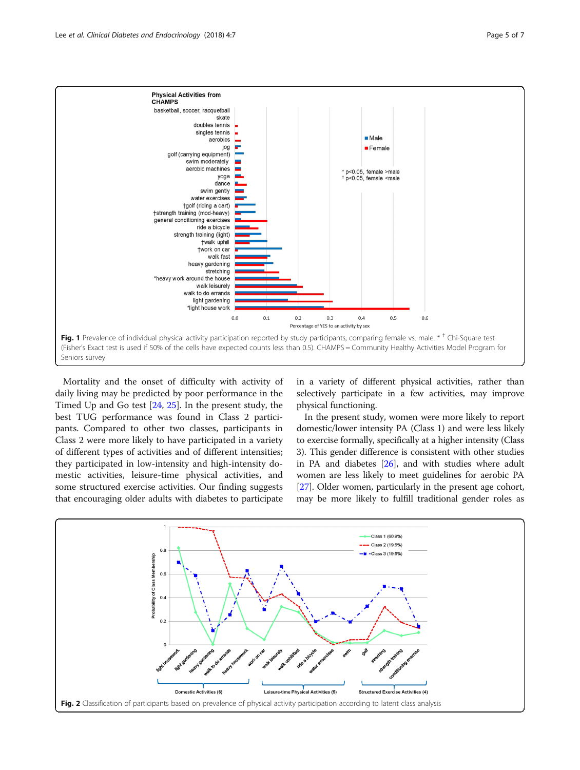Fig. 1 Prevalence of individual physical activity participation reported by study participants, comparing female vs. male. * † Chi-Square test (Fisher's Exact test is used if 50% of the cells have expected counts less than 0.5). CHAMPS = Community Healthy Activities Model Program for Seniors survey

Mortality and the onset of difficulty with activity of daily living may be predicted by poor performance in the Timed Up and Go test [24, 25]. In the present study, the best TUG performance was found in Class 2 participants. Compared to other two classes, participants in Class 2 were more likely to have participated in a variety of different types of activities and of different intensities; they participated in low-intensity and high-intensity domestic activities, leisure-time physical activities, and some structured exercise activities. Our finding suggests that encouraging older adults with diabetes to participate in a variety of different physical activities, rather than selectively participate in a few activities, may improve physical functioning.

In the present study, women were more likely to report domestic/lower intensity PA (Class 1) and were less likely to exercise formally, specifically at a higher intensity (Class 3). This gender difference is consistent with other studies in PA and diabetes [26], and with studies where adult women are less likely to meet guidelines for aerobic PA [27]. Older women, particularly in the present age cohort, may be more likely to fulfill traditional gender roles as

Fig. 2 Classification of participants based on prevalence of physical activity participation according to latent class analysis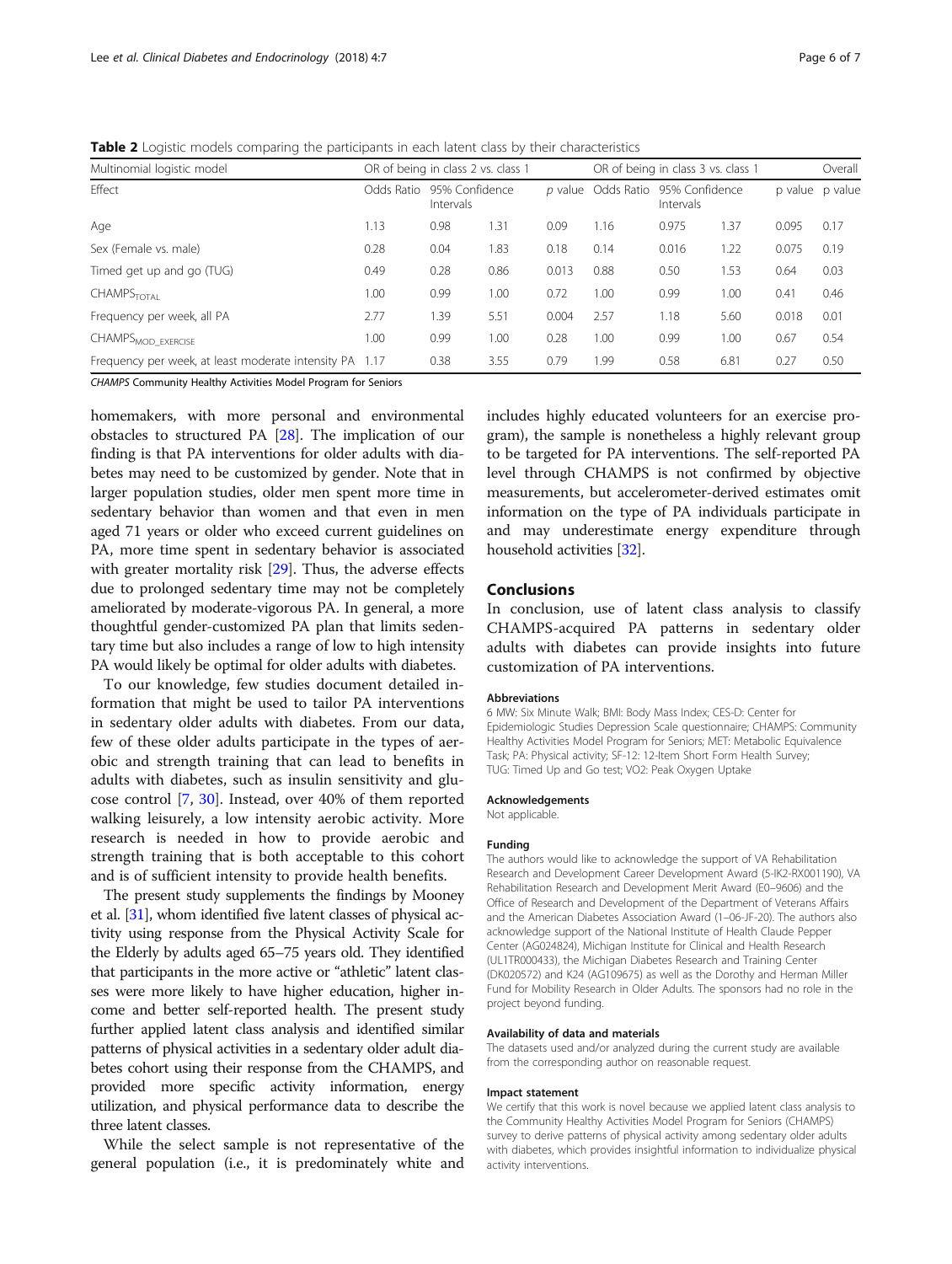**Table 2** Logistic models comparing the participants in each latent class by their characteristics

| Multinomial logistic model | OR of being in class 2 vs. class 1 | | | | OR of being in class 3 vs. class 1 | | | | Overall |
|---|---|---|---|---|---|---|---|---|---|
| Effect | Odds Ratio | 95% Confidence Intervals | | *p* value | Odds Ratio | 95% Confidence Intervals | | p value | p value |
| Age | 1.13 | 0.98 | 1.31 | 0.09 | 1.16 | 0.975 | 1.37 | 0.095 | 0.17 |
| Sex (Female vs. male) | 0.28 | 0.04 | 1.83 | 0.18 | 0.14 | 0.016 | 1.22 | 0.075 | 0.19 |
| Timed get up and go (TUG) | 0.49 | 0.28 | 0.86 | 0.013 | 0.88 | 0.50 | 1.53 | 0.64 | 0.03 |
| $CHAMPS_{TOTAL}$ | 1.00 | 0.99 | 1.00 | 0.72 | 1.00 | 0.99 | 1.00 | 0.41 | 0.46 |
| Frequency per week, all PA | 2.77 | 1.39 | 5.51 | 0.004 | 2.57 | 1.18 | 5.60 | 0.018 | 0.01 |
| $CHAMPS_{MOD\_EXERCISE}$ | 1.00 | 0.99 | 1.00 | 0.28 | 1.00 | 0.99 | 1.00 | 0.67 | 0.54 |
| Frequency per week, at least moderate intensity PA | 1.17 | 0.38 | 3.55 | 0.79 | 1.99 | 0.58 | 6.81 | 0.27 | 0.50 |

*CHAMPS* Community Healthy Activities Model Program for Seniors

homemakers, with more personal and environmental obstacles to structured PA [28]. The implication of our finding is that PA interventions for older adults with diabetes may need to be customized by gender. Note that in larger population studies, older men spent more time in sedentary behavior than women and that even in men aged 71 years or older who exceed current guidelines on PA, more time spent in sedentary behavior is associated with greater mortality risk [29]. Thus, the adverse effects due to prolonged sedentary time may not be completely ameliorated by moderate-vigorous PA. In general, a more thoughtful gender-customized PA plan that limits sedentary time but also includes a range of low to high intensity PA would likely be optimal for older adults with diabetes.

To our knowledge, few studies document detailed information that might be used to tailor PA interventions in sedentary older adults with diabetes. From our data, few of these older adults participate in the types of aerobic and strength training that can lead to benefits in adults with diabetes, such as insulin sensitivity and glucose control [7, 30]. Instead, over 40% of them reported walking leisurely, a low intensity aerobic activity. More research is needed in how to provide aerobic and strength training that is both acceptable to this cohort and is of sufficient intensity to provide health benefits.

The present study supplements the findings by Mooney et al. [31], whom identified five latent classes of physical activity using response from the Physical Activity Scale for the Elderly by adults aged 65–75 years old. They identified that participants in the more active or "athletic" latent classes were more likely to have higher education, higher income and better self-reported health. The present study further applied latent class analysis and identified similar patterns of physical activities in a sedentary older adult diabetes cohort using their response from the CHAMPS, and provided more specific activity information, energy utilization, and physical performance data to describe the three latent classes.

While the select sample is not representative of the general population (i.e., it is predominately white and includes highly educated volunteers for an exercise program), the sample is nonetheless a highly relevant group to be targeted for PA interventions. The self-reported PA level through CHAMPS is not confirmed by objective measurements, but accelerometer-derived estimates omit information on the type of PA individuals participate in and may underestimate energy expenditure through household activities [32].

## Conclusions

In conclusion, use of latent class analysis to classify CHAMPS-acquired PA patterns in sedentary older adults with diabetes can provide insights into future customization of PA interventions.

#### Abbreviations

6 MW: Six Minute Walk; BMI: Body Mass Index; CES-D: Center for Epidemiologic Studies Depression Scale questionnaire; CHAMPS: Community Healthy Activities Model Program for Seniors; MET: Metabolic Equivalence Task; PA: Physical activity; SF-12: 12-Item Short Form Health Survey; TUG: Timed Up and Go test; VO2: Peak Oxygen Uptake

#### Acknowledgements

Not applicable.

#### Funding

The authors would like to acknowledge the support of VA Rehabilitation Research and Development Career Development Award (5-IK2-RX001190), VA Rehabilitation Research and Development Merit Award (E0–9606) and the Office of Research and Development of the Department of Veterans Affairs and the American Diabetes Association Award (1–06-JF-20). The authors also acknowledge support of the National Institute of Health Claude Pepper Center (AG024824), Michigan Institute for Clinical and Health Research (UL1TR000433), the Michigan Diabetes Research and Training Center (DK020572) and K24 (AG109675) as well as the Dorothy and Herman Miller Fund for Mobility Research in Older Adults. The sponsors had no role in the project beyond funding.

#### Availability of data and materials

The datasets used and/or analyzed during the current study are available from the corresponding author on reasonable request.

#### Impact statement

We certify that this work is novel because we applied latent class analysis to the Community Healthy Activities Model Program for Seniors (CHAMPS) survey to derive patterns of physical activity among sedentary older adults with diabetes, which provides insightful information to individualize physical activity interventions.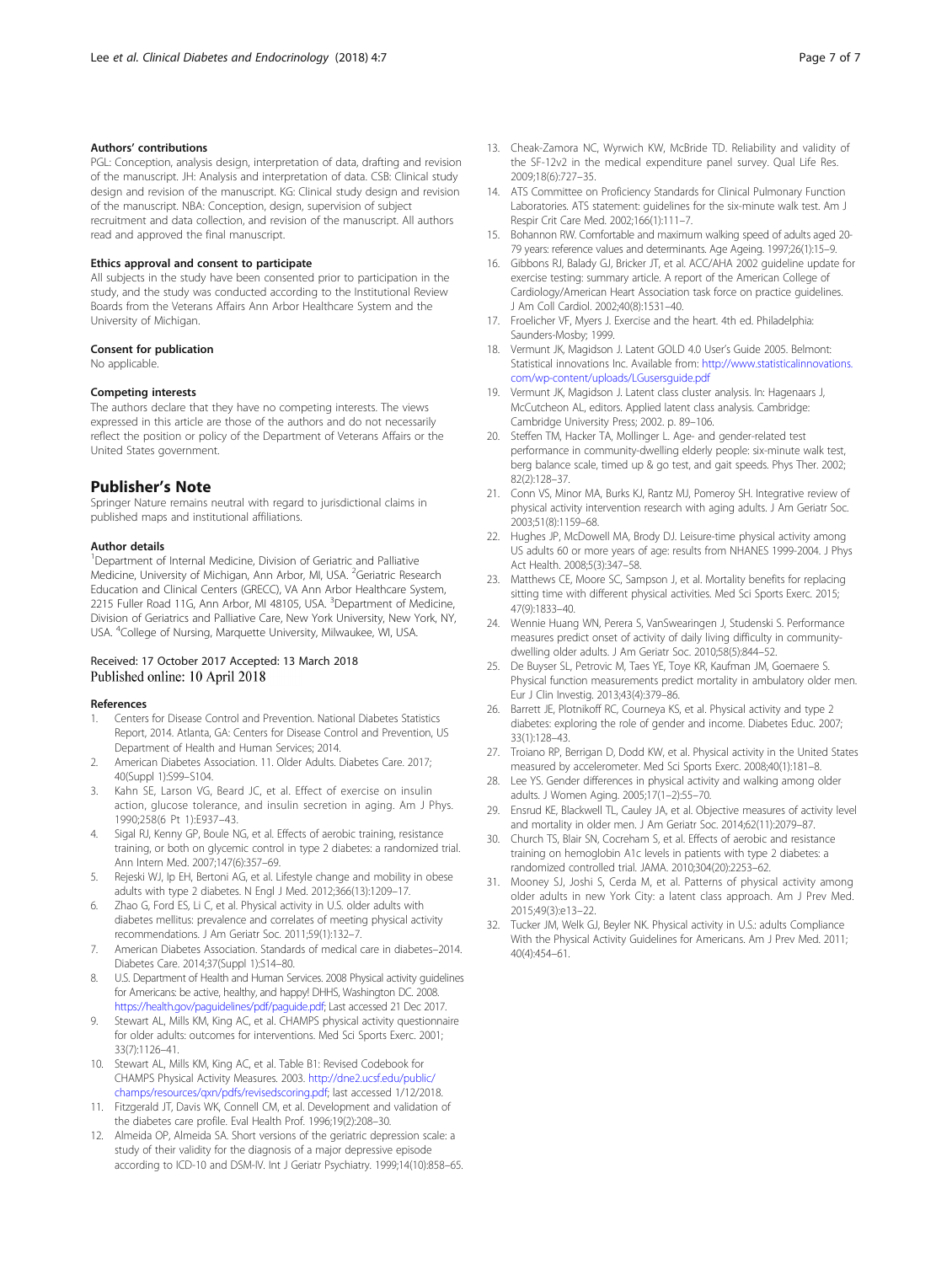#### Authors' contributions

PGL: Conception, analysis design, interpretation of data, drafting and revision of the manuscript. JH: Analysis and interpretation of data. CSB: Clinical study design and revision of the manuscript. KG: Clinical study design and revision of the manuscript. NBA: Conception, design, supervision of subject recruitment and data collection, and revision of the manuscript. All authors read and approved the final manuscript.

#### Ethics approval and consent to participate

All subjects in the study have been consented prior to participation in the study, and the study was conducted according to the Institutional Review Boards from the Veterans Affairs Ann Arbor Healthcare System and the University of Michigan.

#### Consent for publication

No applicable.

#### Competing interests

The authors declare that they have no competing interests. The views expressed in this article are those of the authors and do not necessarily reflect the position or policy of the Department of Veterans Affairs or the United States government.

## Publisher's Note

Springer Nature remains neutral with regard to jurisdictional claims in published maps and institutional affiliations.

#### Author details

[1]Department of Internal Medicine, Division of Geriatric and Palliative Medicine, University of Michigan, Ann Arbor, MI, USA. [2]Geriatric Research Education and Clinical Centers (GRECC), VA Ann Arbor Healthcare System, 2215 Fuller Road 11G, Ann Arbor, MI 48105, USA. [3]Department of Medicine, Division of Geriatrics and Palliative Care, New York University, New York, NY, USA. [4]College of Nursing, Marquette University, Milwaukee, WI, USA.

Received: 17 October 2017 Accepted: 13 March 2018
Published online: 10 April 2018

#### References

1. Centers for Disease Control and Prevention. National Diabetes Statistics Report, 2014. Atlanta, GA: Centers for Disease Control and Prevention, US Department of Health and Human Services; 2014.
2. American Diabetes Association. 11. Older Adults. Diabetes Care. 2017; 40(Suppl 1):S99–S104.
3. Kahn SE, Larson VG, Beard JC, et al. Effect of exercise on insulin action, glucose tolerance, and insulin secretion in aging. Am J Phys. 1990;258(6 Pt 1):E937–43.
4. Sigal RJ, Kenny GP, Boule NG, et al. Effects of aerobic training, resistance training, or both on glycemic control in type 2 diabetes: a randomized trial. Ann Intern Med. 2007;147(6):357–69.
5. Rejeski WJ, Ip EH, Bertoni AG, et al. Lifestyle change and mobility in obese adults with type 2 diabetes. N Engl J Med. 2012;366(13):1209–17.
6. Zhao G, Ford ES, Li C, et al. Physical activity in U.S. older adults with diabetes mellitus: prevalence and correlates of meeting physical activity recommendations. J Am Geriatr Soc. 2011;59(1):132–7.
7. American Diabetes Association. Standards of medical care in diabetes–2014. Diabetes Care. 2014;37(Suppl 1):S14–80.
8. U.S. Department of Health and Human Services. 2008 Physical activity guidelines for Americans: be active, healthy, and happy! DHHS, Washington DC. 2008. https://health.gov/paguidelines/pdf/paguide.pdf; Last accessed 21 Dec 2017.
9. Stewart AL, Mills KM, King AC, et al. CHAMPS physical activity questionnaire for older adults: outcomes for interventions. Med Sci Sports Exerc. 2001; 33(7):1126–41.
10. Stewart AL, Mills KM, King AC, et al. Table B1: Revised Codebook for CHAMPS Physical Activity Measures. 2003. http://dne2.ucsf.edu/public/champs/resources/qxn/pdfs/revisedscoring.pdf; last accessed 1/12/2018.
11. Fitzgerald JT, Davis WK, Connell CM, et al. Development and validation of the diabetes care profile. Eval Health Prof. 1996;19(2):208–30.
12. Almeida OP, Almeida SA. Short versions of the geriatric depression scale: a study of their validity for the diagnosis of a major depressive episode according to ICD-10 and DSM-IV. Int J Geriatr Psychiatry. 1999;14(10):858–65.
13. Cheak-Zamora NC, Wyrwich KW, McBride TD. Reliability and validity of the SF-12v2 in the medical expenditure panel survey. Qual Life Res. 2009;18(6):727–35.
14. ATS Committee on Proficiency Standards for Clinical Pulmonary Function Laboratories. ATS statement: guidelines for the six-minute walk test. Am J Respir Crit Care Med. 2002;166(1):111–7.
15. Bohannon RW. Comfortable and maximum walking speed of adults aged 20-79 years: reference values and determinants. Age Ageing. 1997;26(1):15–9.
16. Gibbons RJ, Balady GJ, Bricker JT, et al. ACC/AHA 2002 guideline update for exercise testing: summary article. A report of the American College of Cardiology/American Heart Association task force on practice guidelines. J Am Coll Cardiol. 2002;40(8):1531–40.
17. Froelicher VF, Myers J. Exercise and the heart. 4th ed. Philadelphia: Saunders-Mosby; 1999.
18. Vermunt JK, Magidson J. Latent GOLD 4.0 User's Guide 2005. Belmont: Statistical innovations Inc. Available from: http://www.statisticalinnovations.com/wp-content/uploads/LGusersguide.pdf
19. Vermunt JK, Magidson J. Latent class cluster analysis. In: Hagenaars J, McCutcheon AL, editors. Applied latent class analysis. Cambridge: Cambridge University Press; 2002. p. 89–106.
20. Steffen TM, Hacker TA, Mollinger L. Age- and gender-related test performance in community-dwelling elderly people: six-minute walk test, berg balance scale, timed up & go test, and gait speeds. Phys Ther. 2002; 82(2):128–37.
21. Conn VS, Minor MA, Burks KJ, Rantz MJ, Pomeroy SH. Integrative review of physical activity intervention research with aging adults. J Am Geriatr Soc. 2003;51(8):1159–68.
22. Hughes JP, McDowell MA, Brody DJ. Leisure-time physical activity among US adults 60 or more years of age: results from NHANES 1999-2004. J Phys Act Health. 2008;5(3):347–58.
23. Matthews CE, Moore SC, Sampson J, et al. Mortality benefits for replacing sitting time with different physical activities. Med Sci Sports Exerc. 2015; 47(9):1833–40.
24. Wennie Huang WN, Perera S, VanSwearingen J, Studenski S. Performance measures predict onset of activity of daily living difficulty in community-dwelling older adults. J Am Geriatr Soc. 2010;58(5):844–52.
25. De Buyser SL, Petrovic M, Taes YE, Toye KR, Kaufman JM, Goemaere S. Physical function measurements predict mortality in ambulatory older men. Eur J Clin Investig. 2013;43(4):379–86.
26. Barrett JE, Plotnikoff RC, Courneya KS, et al. Physical activity and type 2 diabetes: exploring the role of gender and income. Diabetes Educ. 2007; 33(1):128–43.
27. Troiano RP, Berrigan D, Dodd KW, et al. Physical activity in the United States measured by accelerometer. Med Sci Sports Exerc. 2008;40(1):181–8.
28. Lee YS. Gender differences in physical activity and walking among older adults. J Women Aging. 2005;17(1–2):55–70.
29. Ensrud KE, Blackwell TL, Cauley JA, et al. Objective measures of activity level and mortality in older men. J Am Geriatr Soc. 2014;62(11):2079–87.
30. Church TS, Blair SN, Cocreham S, et al. Effects of aerobic and resistance training on hemoglobin A1c levels in patients with type 2 diabetes: a randomized controlled trial. JAMA. 2010;304(20):2253–62.
31. Mooney SJ, Joshi S, Cerda M, et al. Patterns of physical activity among older adults in new York City: a latent class approach. Am J Prev Med. 2015;49(3):e13–22.
32. Tucker JM, Welk GJ, Beyler NK. Physical activity in U.S.: adults Compliance With the Physical Activity Guidelines for Americans. Am J Prev Med. 2011; 40(4):454–61.